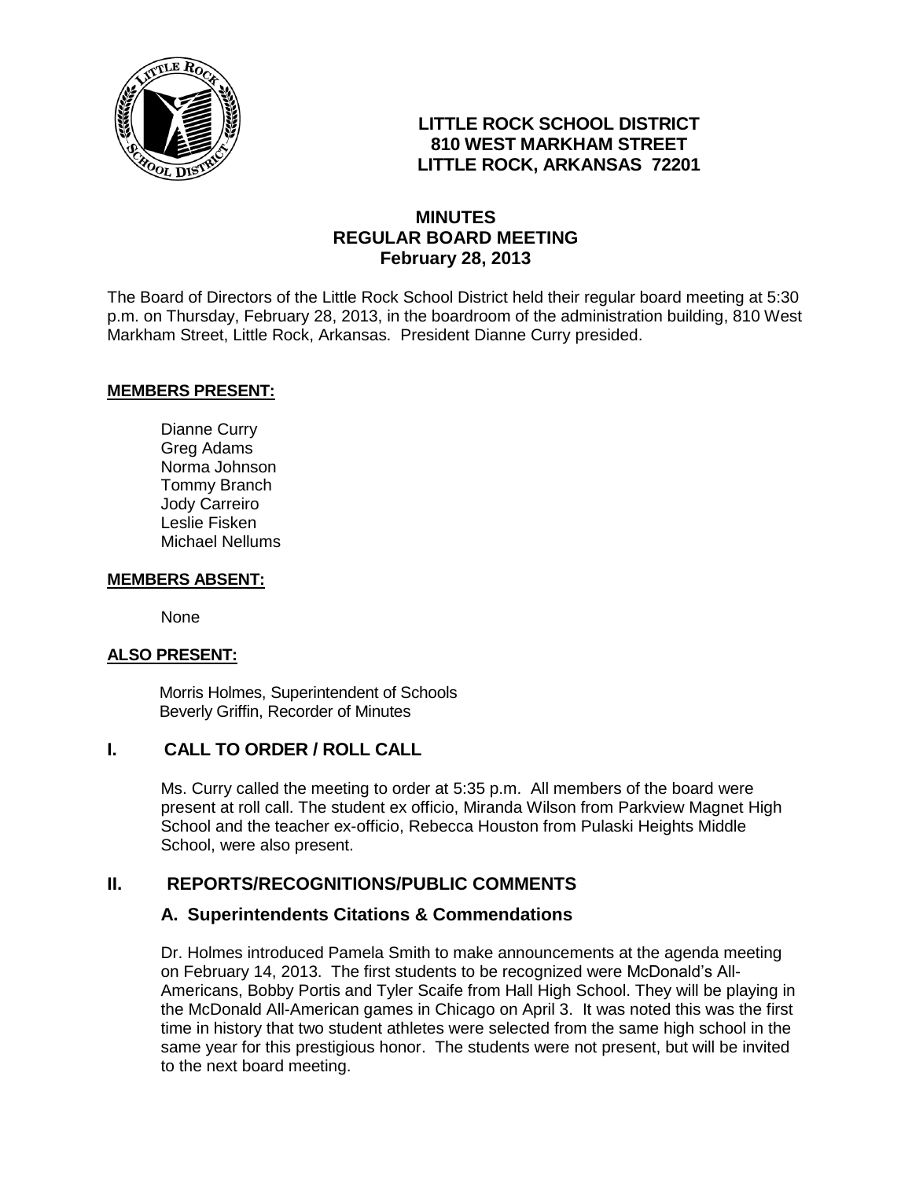# LITTLE ROCK SCHOOL DISTRICT
## 810 WEST MARKHAM STREET
## LITTLE ROCK, ARKANSAS 72201

## MINUTES
## REGULAR BOARD MEETING
## February 28, 2013

The Board of Directors of the Little Rock School District held their regular board meeting at 5:30 p.m. on Thursday, February 28, 2013, in the boardroom of the administration building, 810 West Markham Street, Little Rock, Arkansas. President Dianne Curry presided.

**MEMBERS PRESENT:**

Dianne Curry
Greg Adams
Norma Johnson
Tommy Branch
Jody Carreiro
Leslie Fisken
Michael Nellums

**MEMBERS ABSENT:**

None

**ALSO PRESENT:**

Morris Holmes, Superintendent of Schools
Beverly Griffin, Recorder of Minutes

## I. CALL TO ORDER / ROLL CALL

Ms. Curry called the meeting to order at 5:35 p.m. All members of the board were present at roll call. The student ex officio, Miranda Wilson from Parkview Magnet High School and the teacher ex-officio, Rebecca Houston from Pulaski Heights Middle School, were also present.

## II. REPORTS/RECOGNITIONS/PUBLIC COMMENTS

### A. Superintendents Citations & Commendations

Dr. Holmes introduced Pamela Smith to make announcements at the agenda meeting on February 14, 2013. The first students to be recognized were McDonald's All-Americans, Bobby Portis and Tyler Scaife from Hall High School. They will be playing in the McDonald All-American games in Chicago on April 3. It was noted this was the first time in history that two student athletes were selected from the same high school in the same year for this prestigious honor. The students were not present, but will be invited to the next board meeting.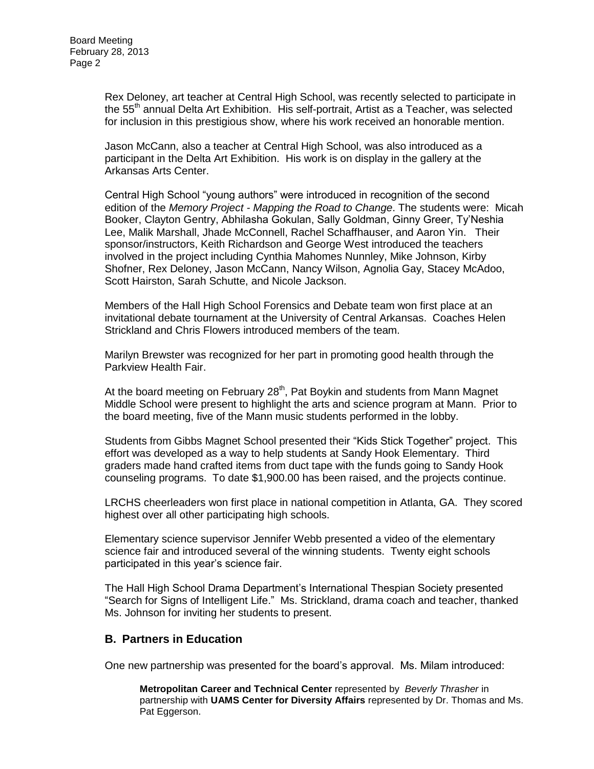Rex Deloney, art teacher at Central High School, was recently selected to participate in the 55th annual Delta Art Exhibition. His self-portrait, Artist as a Teacher, was selected for inclusion in this prestigious show, where his work received an honorable mention.

Jason McCann, also a teacher at Central High School, was also introduced as a participant in the Delta Art Exhibition. His work is on display in the gallery at the Arkansas Arts Center.

Central High School "young authors" were introduced in recognition of the second edition of the *Memory Project - Mapping the Road to Change*. The students were: Micah Booker, Clayton Gentry, Abhilasha Gokulan, Sally Goldman, Ginny Greer, Ty'Neshia Lee, Malik Marshall, Jhade McConnell, Rachel Schaffhauser, and Aaron Yin. Their sponsor/instructors, Keith Richardson and George West introduced the teachers involved in the project including Cynthia Mahomes Nunnley, Mike Johnson, Kirby Shofner, Rex Deloney, Jason McCann, Nancy Wilson, Agnolia Gay, Stacey McAdoo, Scott Hairston, Sarah Schutte, and Nicole Jackson.

Members of the Hall High School Forensics and Debate team won first place at an invitational debate tournament at the University of Central Arkansas. Coaches Helen Strickland and Chris Flowers introduced members of the team.

Marilyn Brewster was recognized for her part in promoting good health through the Parkview Health Fair.

At the board meeting on February 28th, Pat Boykin and students from Mann Magnet Middle School were present to highlight the arts and science program at Mann. Prior to the board meeting, five of the Mann music students performed in the lobby.

Students from Gibbs Magnet School presented their "Kids Stick Together" project. This effort was developed as a way to help students at Sandy Hook Elementary. Third graders made hand crafted items from duct tape with the funds going to Sandy Hook counseling programs. To date $1,900.00 has been raised, and the projects continue.

LRCHS cheerleaders won first place in national competition in Atlanta, GA. They scored highest over all other participating high schools.

Elementary science supervisor Jennifer Webb presented a video of the elementary science fair and introduced several of the winning students. Twenty eight schools participated in this year's science fair.

The Hall High School Drama Department's International Thespian Society presented "Search for Signs of Intelligent Life." Ms. Strickland, drama coach and teacher, thanked Ms. Johnson for inviting her students to present.

## B. Partners in Education

One new partnership was presented for the board's approval. Ms. Milam introduced:

> **Metropolitan Career and Technical Center** represented by *Beverly Thrasher* in partnership with **UAMS Center for Diversity Affairs** represented by Dr. Thomas and Ms. Pat Eggerson.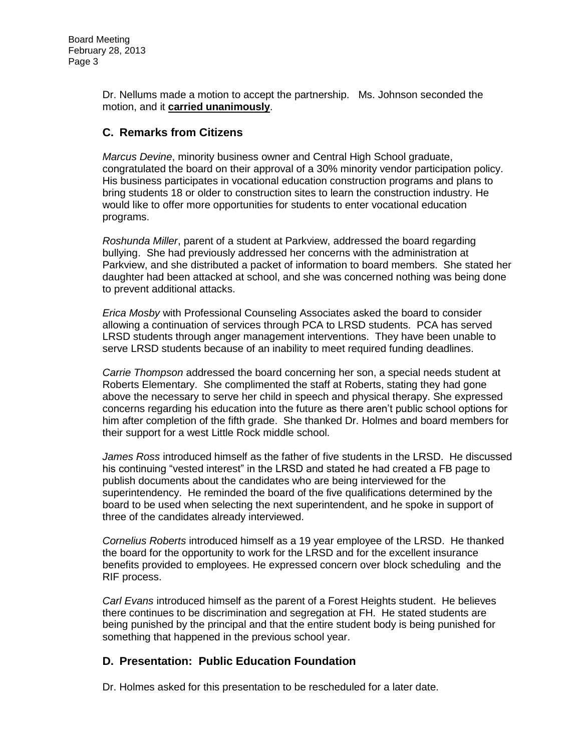Dr. Nellums made a motion to accept the partnership. Ms. Johnson seconded the motion, and it **carried unanimously**.

## C. Remarks from Citizens

*Marcus Devine*, minority business owner and Central High School graduate, congratulated the board on their approval of a 30% minority vendor participation policy. His business participates in vocational education construction programs and plans to bring students 18 or older to construction sites to learn the construction industry. He would like to offer more opportunities for students to enter vocational education programs.

*Roshunda Miller*, parent of a student at Parkview, addressed the board regarding bullying. She had previously addressed her concerns with the administration at Parkview, and she distributed a packet of information to board members. She stated her daughter had been attacked at school, and she was concerned nothing was being done to prevent additional attacks.

*Erica Mosby* with Professional Counseling Associates asked the board to consider allowing a continuation of services through PCA to LRSD students. PCA has served LRSD students through anger management interventions. They have been unable to serve LRSD students because of an inability to meet required funding deadlines.

*Carrie Thompson* addressed the board concerning her son, a special needs student at Roberts Elementary. She complimented the staff at Roberts, stating they had gone above the necessary to serve her child in speech and physical therapy. She expressed concerns regarding his education into the future as there aren't public school options for him after completion of the fifth grade. She thanked Dr. Holmes and board members for their support for a west Little Rock middle school.

*James Ross* introduced himself as the father of five students in the LRSD. He discussed his continuing "vested interest" in the LRSD and stated he had created a FB page to publish documents about the candidates who are being interviewed for the superintendency. He reminded the board of the five qualifications determined by the board to be used when selecting the next superintendent, and he spoke in support of three of the candidates already interviewed.

*Cornelius Roberts* introduced himself as a 19 year employee of the LRSD. He thanked the board for the opportunity to work for the LRSD and for the excellent insurance benefits provided to employees. He expressed concern over block scheduling and the RIF process.

*Carl Evans* introduced himself as the parent of a Forest Heights student. He believes there continues to be discrimination and segregation at FH. He stated students are being punished by the principal and that the entire student body is being punished for something that happened in the previous school year.

## D. Presentation: Public Education Foundation

Dr. Holmes asked for this presentation to be rescheduled for a later date.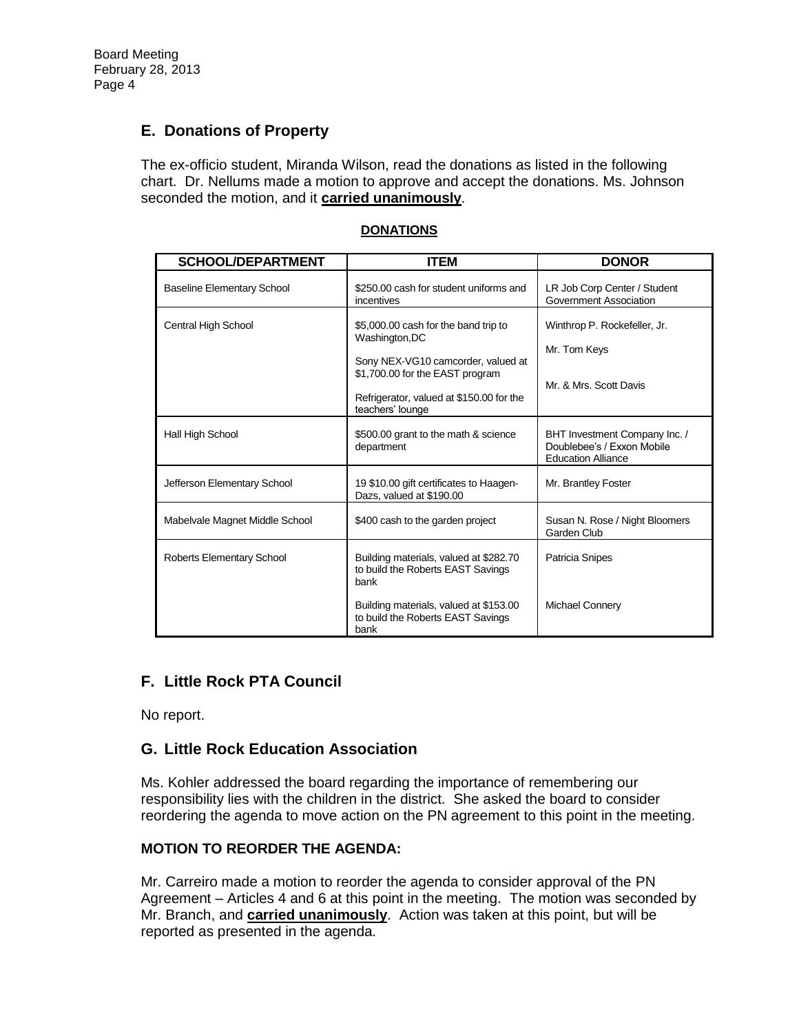## E. Donations of Property

The ex-officio student, Miranda Wilson, read the donations as listed in the following chart. Dr. Nellums made a motion to approve and accept the donations. Ms. Johnson seconded the motion, and it **carried unanimously**.

**DONATIONS**

| SCHOOL/DEPARTMENT | ITEM | DONOR |
|---|---|---|
| Baseline Elementary School | $250.00 cash for student uniforms and incentives | LR Job Corp Center / Student Government Association |
| Central High School | $5,000.00 cash for the band trip to Washington,DC | Winthrop P. Rockefeller, Jr. |
| | Sony NEX-VG10 camcorder, valued at $1,700.00 for the EAST program | Mr. Tom Keys |
| | Refrigerator, valued at $150.00 for the teachers' lounge | Mr. & Mrs. Scott Davis |
| Hall High School | $500.00 grant to the math & science department | BHT Investment Company Inc. / Doublebee's / Exxon Mobile Education Alliance |
| Jefferson Elementary School | 19 $10.00 gift certificates to Haagen-Dazs, valued at $190.00 | Mr. Brantley Foster |
| Mabelvale Magnet Middle School | $400 cash to the garden project | Susan N. Rose / Night Bloomers Garden Club |
| Roberts Elementary School | Building materials, valued at $282.70 to build the Roberts EAST Savings bank | Patricia Snipes |
| | Building materials, valued at $153.00 to build the Roberts EAST Savings bank | Michael Connery |

## F. Little Rock PTA Council

No report.

## G. Little Rock Education Association

Ms. Kohler addressed the board regarding the importance of remembering our responsibility lies with the children in the district. She asked the board to consider reordering the agenda to move action on the PN agreement to this point in the meeting.

### MOTION TO REORDER THE AGENDA:

Mr. Carreiro made a motion to reorder the agenda to consider approval of the PN Agreement – Articles 4 and 6 at this point in the meeting. The motion was seconded by Mr. Branch, and **carried unanimously**. Action was taken at this point, but will be reported as presented in the agenda.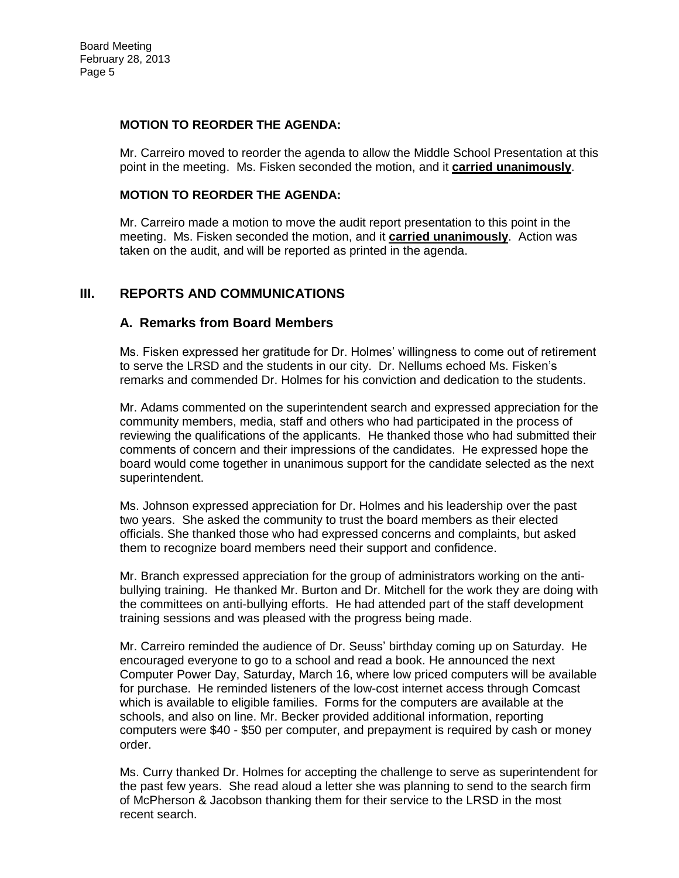**MOTION TO REORDER THE AGENDA:**

Mr. Carreiro moved to reorder the agenda to allow the Middle School Presentation at this point in the meeting. Ms. Fisken seconded the motion, and it **carried unanimously**.

**MOTION TO REORDER THE AGENDA:**

Mr. Carreiro made a motion to move the audit report presentation to this point in the meeting. Ms. Fisken seconded the motion, and it **carried unanimously**. Action was taken on the audit, and will be reported as printed in the agenda.

## III. REPORTS AND COMMUNICATIONS

### A. Remarks from Board Members

Ms. Fisken expressed her gratitude for Dr. Holmes' willingness to come out of retirement to serve the LRSD and the students in our city. Dr. Nellums echoed Ms. Fisken's remarks and commended Dr. Holmes for his conviction and dedication to the students.

Mr. Adams commented on the superintendent search and expressed appreciation for the community members, media, staff and others who had participated in the process of reviewing the qualifications of the applicants. He thanked those who had submitted their comments of concern and their impressions of the candidates. He expressed hope the board would come together in unanimous support for the candidate selected as the next superintendent.

Ms. Johnson expressed appreciation for Dr. Holmes and his leadership over the past two years. She asked the community to trust the board members as their elected officials. She thanked those who had expressed concerns and complaints, but asked them to recognize board members need their support and confidence.

Mr. Branch expressed appreciation for the group of administrators working on the anti-bullying training. He thanked Mr. Burton and Dr. Mitchell for the work they are doing with the committees on anti-bullying efforts. He had attended part of the staff development training sessions and was pleased with the progress being made.

Mr. Carreiro reminded the audience of Dr. Seuss' birthday coming up on Saturday. He encouraged everyone to go to a school and read a book. He announced the next Computer Power Day, Saturday, March 16, where low priced computers will be available for purchase. He reminded listeners of the low-cost internet access through Comcast which is available to eligible families. Forms for the computers are available at the schools, and also on line. Mr. Becker provided additional information, reporting computers were $40 - $50 per computer, and prepayment is required by cash or money order.

Ms. Curry thanked Dr. Holmes for accepting the challenge to serve as superintendent for the past few years. She read aloud a letter she was planning to send to the search firm of McPherson & Jacobson thanking them for their service to the LRSD in the most recent search.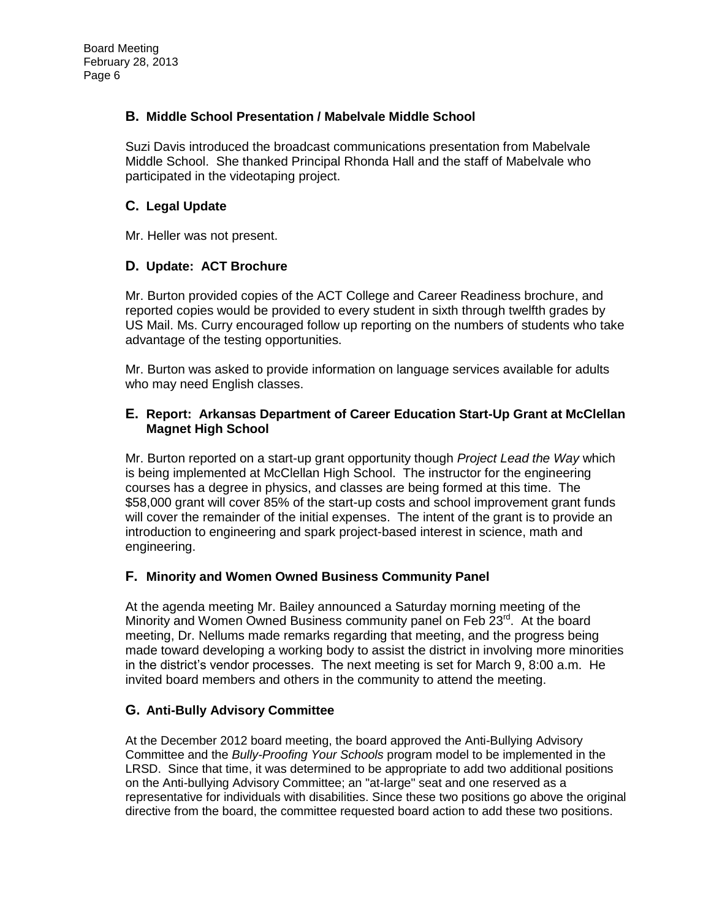## B. Middle School Presentation / Mabelvale Middle School

Suzi Davis introduced the broadcast communications presentation from Mabelvale Middle School. She thanked Principal Rhonda Hall and the staff of Mabelvale who participated in the videotaping project.

## C. Legal Update

Mr. Heller was not present.

## D. Update: ACT Brochure

Mr. Burton provided copies of the ACT College and Career Readiness brochure, and reported copies would be provided to every student in sixth through twelfth grades by US Mail. Ms. Curry encouraged follow up reporting on the numbers of students who take advantage of the testing opportunities.

Mr. Burton was asked to provide information on language services available for adults who may need English classes.

## E. Report: Arkansas Department of Career Education Start-Up Grant at McClellan Magnet High School

Mr. Burton reported on a start-up grant opportunity though *Project Lead the Way* which is being implemented at McClellan High School. The instructor for the engineering courses has a degree in physics, and classes are being formed at this time. The $58,000 grant will cover 85% of the start-up costs and school improvement grant funds will cover the remainder of the initial expenses. The intent of the grant is to provide an introduction to engineering and spark project-based interest in science, math and engineering.

## F. Minority and Women Owned Business Community Panel

At the agenda meeting Mr. Bailey announced a Saturday morning meeting of the Minority and Women Owned Business community panel on Feb 23rd. At the board meeting, Dr. Nellums made remarks regarding that meeting, and the progress being made toward developing a working body to assist the district in involving more minorities in the district's vendor processes. The next meeting is set for March 9, 8:00 a.m. He invited board members and others in the community to attend the meeting.

## G. Anti-Bully Advisory Committee

At the December 2012 board meeting, the board approved the Anti-Bullying Advisory Committee and the *Bully-Proofing Your Schools* program model to be implemented in the LRSD. Since that time, it was determined to be appropriate to add two additional positions on the Anti-bullying Advisory Committee; an "at-large" seat and one reserved as a representative for individuals with disabilities. Since these two positions go above the original directive from the board, the committee requested board action to add these two positions.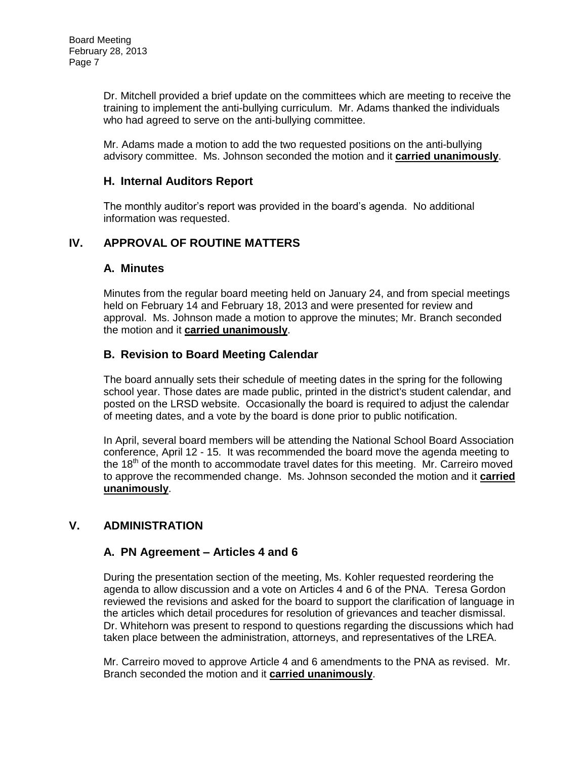Dr. Mitchell provided a brief update on the committees which are meeting to receive the training to implement the anti-bullying curriculum. Mr. Adams thanked the individuals who had agreed to serve on the anti-bullying committee.

Mr. Adams made a motion to add the two requested positions on the anti-bullying advisory committee. Ms. Johnson seconded the motion and it **carried unanimously**.

### H. Internal Auditors Report

The monthly auditor's report was provided in the board's agenda. No additional information was requested.

## IV. APPROVAL OF ROUTINE MATTERS

### A. Minutes

Minutes from the regular board meeting held on January 24, and from special meetings held on February 14 and February 18, 2013 and were presented for review and approval. Ms. Johnson made a motion to approve the minutes; Mr. Branch seconded the motion and it **carried unanimously**.

### B. Revision to Board Meeting Calendar

The board annually sets their schedule of meeting dates in the spring for the following school year. Those dates are made public, printed in the district's student calendar, and posted on the LRSD website. Occasionally the board is required to adjust the calendar of meeting dates, and a vote by the board is done prior to public notification.

In April, several board members will be attending the National School Board Association conference, April 12 - 15. It was recommended the board move the agenda meeting to the 18th of the month to accommodate travel dates for this meeting. Mr. Carreiro moved to approve the recommended change. Ms. Johnson seconded the motion and it **carried unanimously**.

## V. ADMINISTRATION

### A. PN Agreement – Articles 4 and 6

During the presentation section of the meeting, Ms. Kohler requested reordering the agenda to allow discussion and a vote on Articles 4 and 6 of the PNA. Teresa Gordon reviewed the revisions and asked for the board to support the clarification of language in the articles which detail procedures for resolution of grievances and teacher dismissal. Dr. Whitehorn was present to respond to questions regarding the discussions which had taken place between the administration, attorneys, and representatives of the LREA.

Mr. Carreiro moved to approve Article 4 and 6 amendments to the PNA as revised. Mr. Branch seconded the motion and it **carried unanimously**.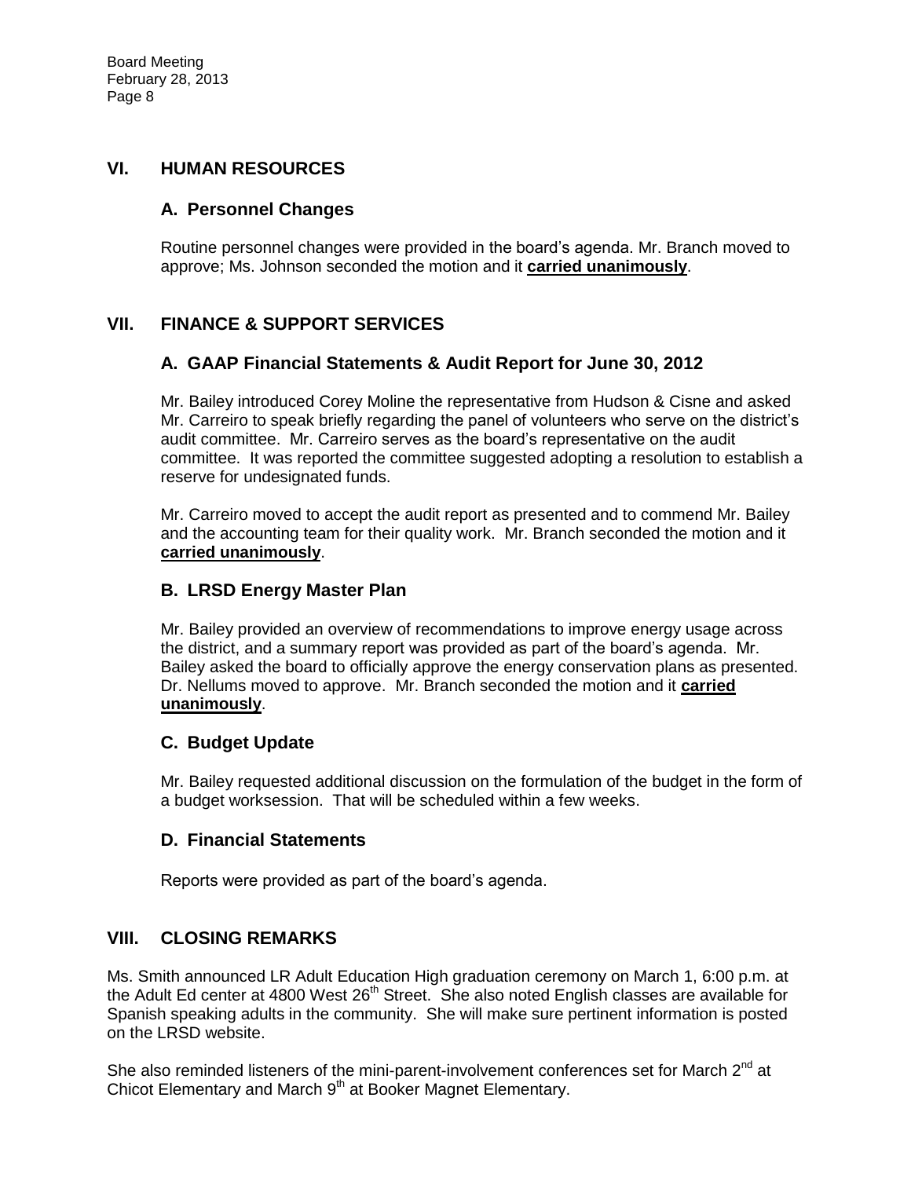## VI. HUMAN RESOURCES

### A. Personnel Changes

Routine personnel changes were provided in the board's agenda. Mr. Branch moved to approve; Ms. Johnson seconded the motion and it **carried unanimously**.

## VII. FINANCE & SUPPORT SERVICES

### A. GAAP Financial Statements & Audit Report for June 30, 2012

Mr. Bailey introduced Corey Moline the representative from Hudson & Cisne and asked Mr. Carreiro to speak briefly regarding the panel of volunteers who serve on the district's audit committee. Mr. Carreiro serves as the board's representative on the audit committee. It was reported the committee suggested adopting a resolution to establish a reserve for undesignated funds.

Mr. Carreiro moved to accept the audit report as presented and to commend Mr. Bailey and the accounting team for their quality work. Mr. Branch seconded the motion and it **carried unanimously**.

### B. LRSD Energy Master Plan

Mr. Bailey provided an overview of recommendations to improve energy usage across the district, and a summary report was provided as part of the board's agenda. Mr. Bailey asked the board to officially approve the energy conservation plans as presented. Dr. Nellums moved to approve. Mr. Branch seconded the motion and it **carried unanimously**.

### C. Budget Update

Mr. Bailey requested additional discussion on the formulation of the budget in the form of a budget worksession. That will be scheduled within a few weeks.

### D. Financial Statements

Reports were provided as part of the board's agenda.

## VIII. CLOSING REMARKS

Ms. Smith announced LR Adult Education High graduation ceremony on March 1, 6:00 p.m. at the Adult Ed center at 4800 West 26th Street. She also noted English classes are available for Spanish speaking adults in the community. She will make sure pertinent information is posted on the LRSD website.

She also reminded listeners of the mini-parent-involvement conferences set for March 2nd at Chicot Elementary and March 9th at Booker Magnet Elementary.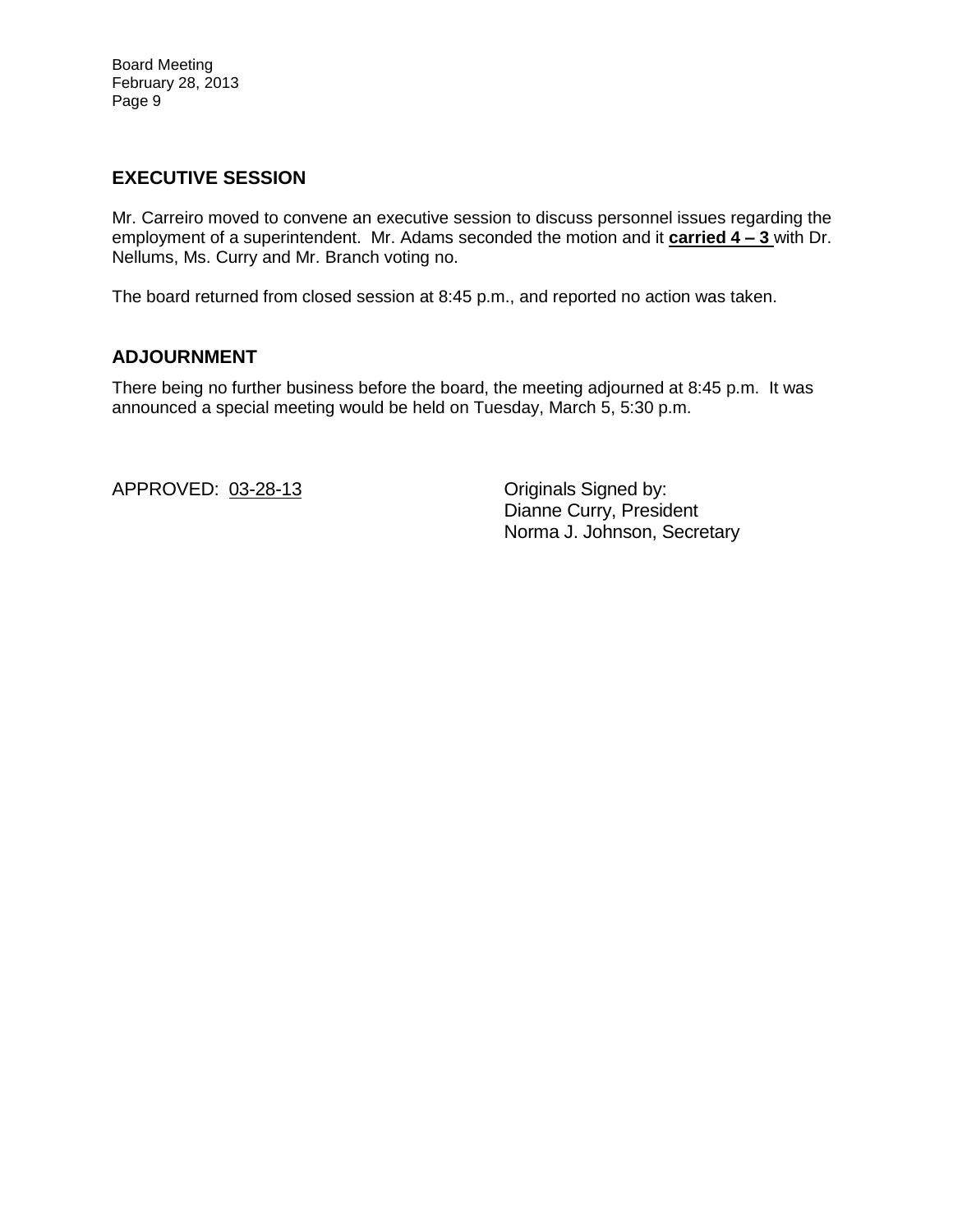## EXECUTIVE SESSION

Mr. Carreiro moved to convene an executive session to discuss personnel issues regarding the employment of a superintendent. Mr. Adams seconded the motion and it **carried 4 – 3** with Dr. Nellums, Ms. Curry and Mr. Branch voting no.

The board returned from closed session at 8:45 p.m., and reported no action was taken.

## ADJOURNMENT

There being no further business before the board, the meeting adjourned at 8:45 p.m. It was announced a special meeting would be held on Tuesday, March 5, 5:30 p.m.

APPROVED: 03-28-13

Originals Signed by:
Dianne Curry, President
Norma J. Johnson, Secretary